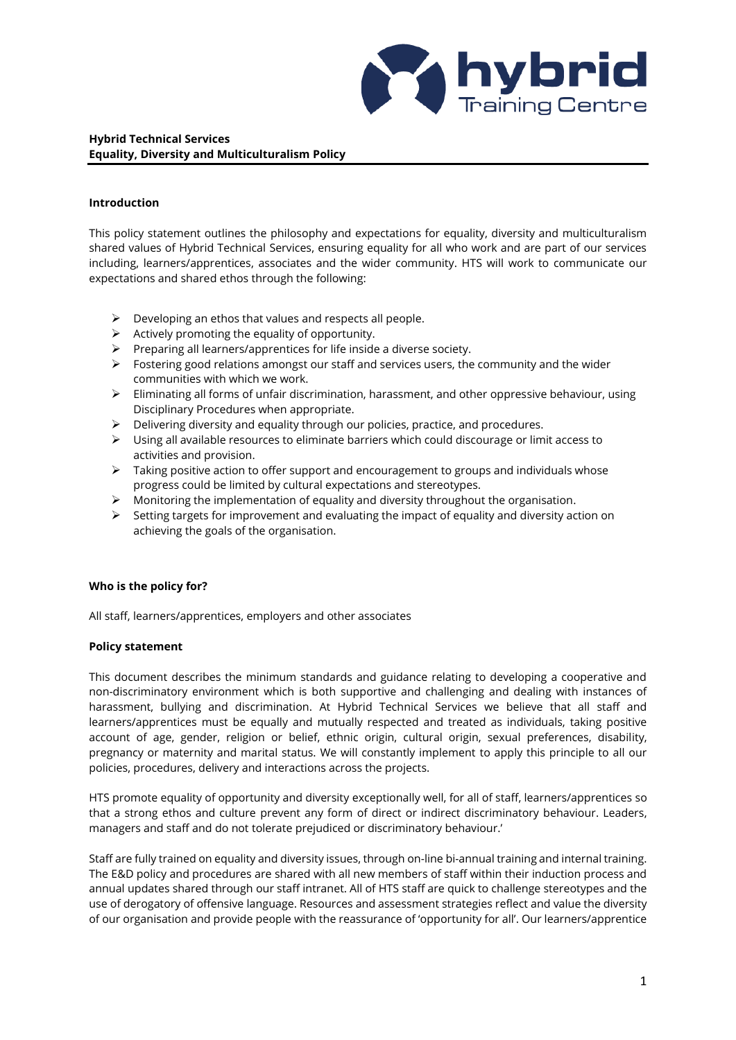**Hybrid Technical Services**
**Equality, Diversity and Multiculturalism Policy**

**Introduction**

This policy statement outlines the philosophy and expectations for equality, diversity and multiculturalism shared values of Hybrid Technical Services, ensuring equality for all who work and are part of our services including, learners/apprentices, associates and the wider community. HTS will work to communicate our expectations and shared ethos through the following:

- Developing an ethos that values and respects all people.
- Actively promoting the equality of opportunity.
- Preparing all learners/apprentices for life inside a diverse society.
- Fostering good relations amongst our staff and services users, the community and the wider communities with which we work.
- Eliminating all forms of unfair discrimination, harassment, and other oppressive behaviour, using Disciplinary Procedures when appropriate.
- Delivering diversity and equality through our policies, practice, and procedures.
- Using all available resources to eliminate barriers which could discourage or limit access to activities and provision.
- Taking positive action to offer support and encouragement to groups and individuals whose progress could be limited by cultural expectations and stereotypes.
- Monitoring the implementation of equality and diversity throughout the organisation.
- Setting targets for improvement and evaluating the impact of equality and diversity action on achieving the goals of the organisation.

**Who is the policy for?**

All staff, learners/apprentices, employers and other associates

**Policy statement**

This document describes the minimum standards and guidance relating to developing a cooperative and non-discriminatory environment which is both supportive and challenging and dealing with instances of harassment, bullying and discrimination. At Hybrid Technical Services we believe that all staff and learners/apprentices must be equally and mutually respected and treated as individuals, taking positive account of age, gender, religion or belief, ethnic origin, cultural origin, sexual preferences, disability, pregnancy or maternity and marital status. We will constantly implement to apply this principle to all our policies, procedures, delivery and interactions across the projects.

HTS promote equality of opportunity and diversity exceptionally well, for all of staff, learners/apprentices so that a strong ethos and culture prevent any form of direct or indirect discriminatory behaviour. Leaders, managers and staff and do not tolerate prejudiced or discriminatory behaviour.'

Staff are fully trained on equality and diversity issues, through on-line bi-annual training and internal training. The E&D policy and procedures are shared with all new members of staff within their induction process and annual updates shared through our staff intranet. All of HTS staff are quick to challenge stereotypes and the use of derogatory of offensive language. Resources and assessment strategies reflect and value the diversity of our organisation and provide people with the reassurance of 'opportunity for all'. Our learners/apprentice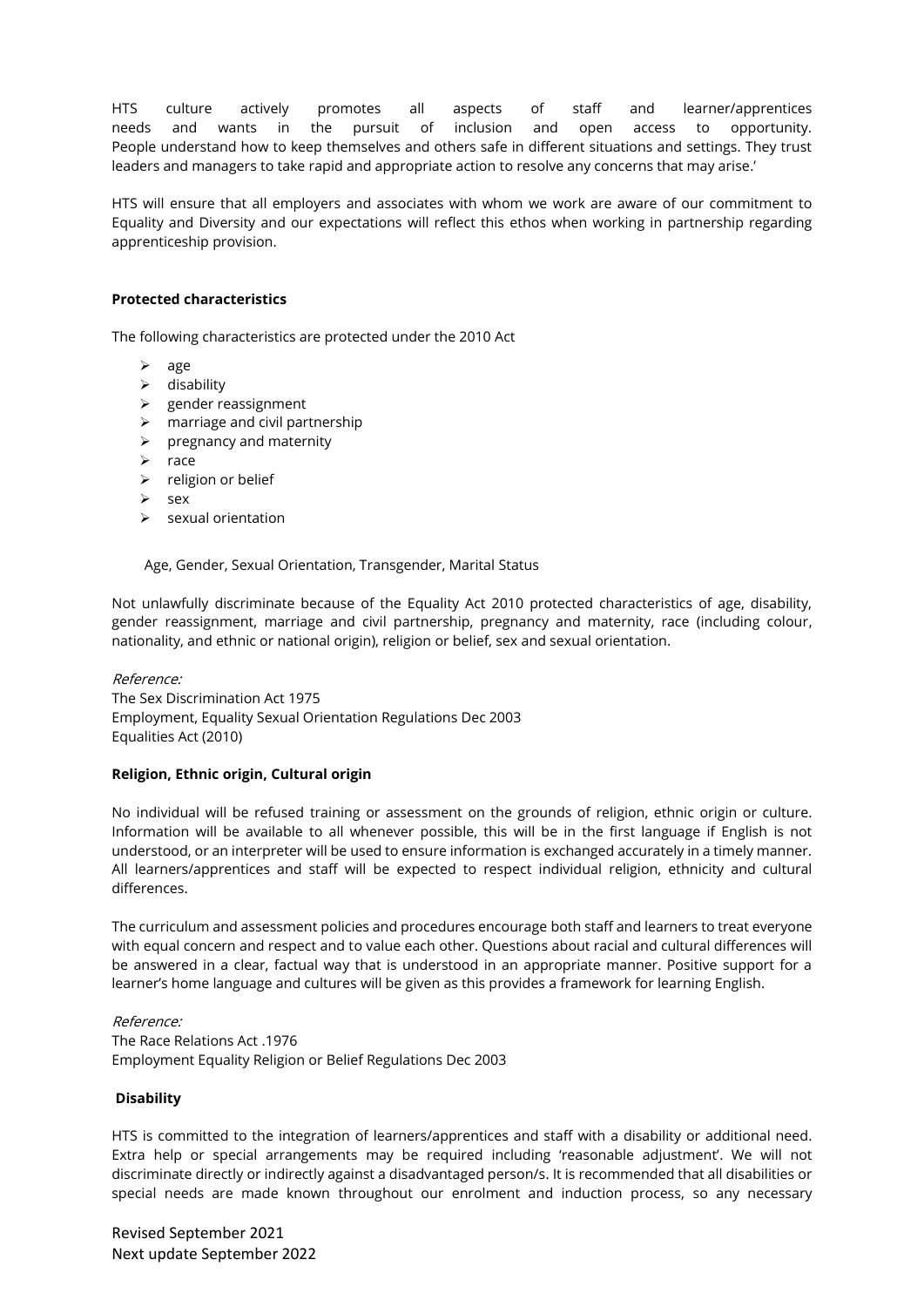HTS culture actively promotes all aspects of staff and learner/apprentices needs and wants in the pursuit of inclusion and open access to opportunity. People understand how to keep themselves and others safe in different situations and settings. They trust leaders and managers to take rapid and appropriate action to resolve any concerns that may arise.'

HTS will ensure that all employers and associates with whom we work are aware of our commitment to Equality and Diversity and our expectations will reflect this ethos when working in partnership regarding apprenticeship provision.

**Protected characteristics**

The following characteristics are protected under the 2010 Act

- age
- disability
- gender reassignment
- marriage and civil partnership
- pregnancy and maternity
- race
- religion or belief
- sex
- sexual orientation

Age, Gender, Sexual Orientation, Transgender, Marital Status

Not unlawfully discriminate because of the Equality Act 2010 protected characteristics of age, disability, gender reassignment, marriage and civil partnership, pregnancy and maternity, race (including colour, nationality, and ethnic or national origin), religion or belief, sex and sexual orientation.

*Reference:*
The Sex Discrimination Act 1975
Employment, Equality Sexual Orientation Regulations Dec 2003
Equalities Act (2010)

**Religion, Ethnic origin, Cultural origin**

No individual will be refused training or assessment on the grounds of religion, ethnic origin or culture. Information will be available to all whenever possible, this will be in the first language if English is not understood, or an interpreter will be used to ensure information is exchanged accurately in a timely manner. All learners/apprentices and staff will be expected to respect individual religion, ethnicity and cultural differences.

The curriculum and assessment policies and procedures encourage both staff and learners to treat everyone with equal concern and respect and to value each other. Questions about racial and cultural differences will be answered in a clear, factual way that is understood in an appropriate manner. Positive support for a learner's home language and cultures will be given as this provides a framework for learning English.

*Reference:*
The Race Relations Act .1976
Employment Equality Religion or Belief Regulations Dec 2003

**Disability**

HTS is committed to the integration of learners/apprentices and staff with a disability or additional need. Extra help or special arrangements may be required including 'reasonable adjustment'. We will not discriminate directly or indirectly against a disadvantaged person/s. It is recommended that all disabilities or special needs are made known throughout our enrolment and induction process, so any necessary

Revised September 2021
Next update September 2022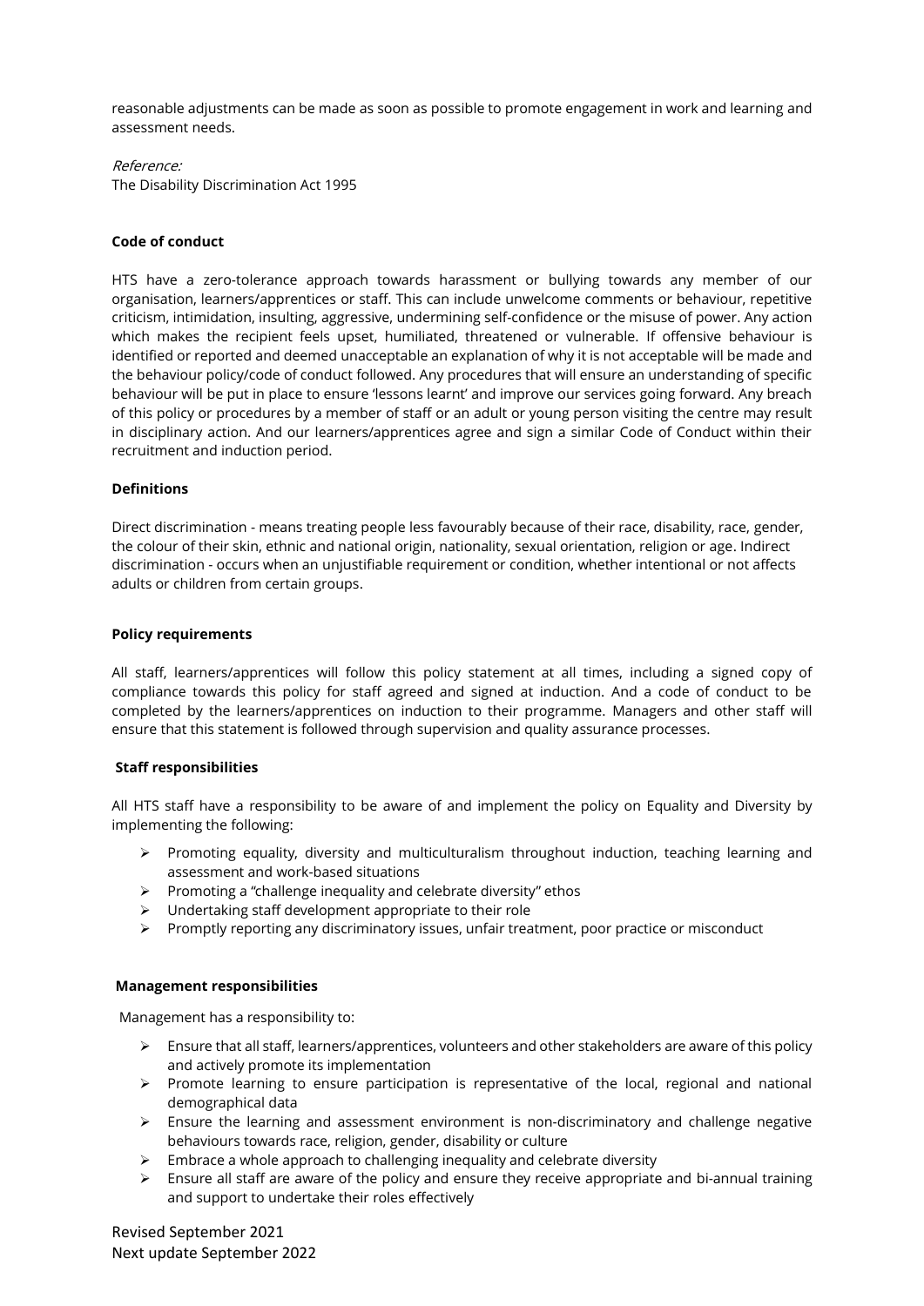reasonable adjustments can be made as soon as possible to promote engagement in work and learning and assessment needs.

*Reference:*
The Disability Discrimination Act 1995

**Code of conduct**

HTS have a zero-tolerance approach towards harassment or bullying towards any member of our organisation, learners/apprentices or staff. This can include unwelcome comments or behaviour, repetitive criticism, intimidation, insulting, aggressive, undermining self-confidence or the misuse of power. Any action which makes the recipient feels upset, humiliated, threatened or vulnerable. If offensive behaviour is identified or reported and deemed unacceptable an explanation of why it is not acceptable will be made and the behaviour policy/code of conduct followed. Any procedures that will ensure an understanding of specific behaviour will be put in place to ensure 'lessons learnt' and improve our services going forward. Any breach of this policy or procedures by a member of staff or an adult or young person visiting the centre may result in disciplinary action. And our learners/apprentices agree and sign a similar Code of Conduct within their recruitment and induction period.

**Definitions**

Direct discrimination - means treating people less favourably because of their race, disability, race, gender, the colour of their skin, ethnic and national origin, nationality, sexual orientation, religion or age. Indirect discrimination - occurs when an unjustifiable requirement or condition, whether intentional or not affects adults or children from certain groups.

**Policy requirements**

All staff, learners/apprentices will follow this policy statement at all times, including a signed copy of compliance towards this policy for staff agreed and signed at induction. And a code of conduct to be completed by the learners/apprentices on induction to their programme. Managers and other staff will ensure that this statement is followed through supervision and quality assurance processes.

**Staff responsibilities**

All HTS staff have a responsibility to be aware of and implement the policy on Equality and Diversity by implementing the following:

- Promoting equality, diversity and multiculturalism throughout induction, teaching learning and assessment and work-based situations
- Promoting a "challenge inequality and celebrate diversity" ethos
- Undertaking staff development appropriate to their role
- Promptly reporting any discriminatory issues, unfair treatment, poor practice or misconduct

**Management responsibilities**

Management has a responsibility to:

- Ensure that all staff, learners/apprentices, volunteers and other stakeholders are aware of this policy and actively promote its implementation
- Promote learning to ensure participation is representative of the local, regional and national demographical data
- Ensure the learning and assessment environment is non-discriminatory and challenge negative behaviours towards race, religion, gender, disability or culture
- Embrace a whole approach to challenging inequality and celebrate diversity
- Ensure all staff are aware of the policy and ensure they receive appropriate and bi-annual training and support to undertake their roles effectively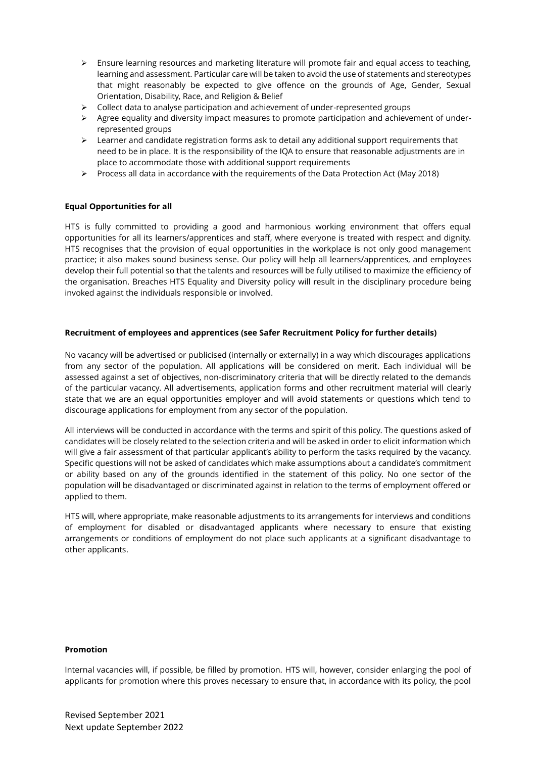- Ensure learning resources and marketing literature will promote fair and equal access to teaching, learning and assessment. Particular care will be taken to avoid the use of statements and stereotypes that might reasonably be expected to give offence on the grounds of Age, Gender, Sexual Orientation, Disability, Race, and Religion & Belief
- Collect data to analyse participation and achievement of under-represented groups
- Agree equality and diversity impact measures to promote participation and achievement of under-represented groups
- Learner and candidate registration forms ask to detail any additional support requirements that need to be in place. It is the responsibility of the IQA to ensure that reasonable adjustments are in place to accommodate those with additional support requirements
- Process all data in accordance with the requirements of the Data Protection Act (May 2018)

**Equal Opportunities for all**

HTS is fully committed to providing a good and harmonious working environment that offers equal opportunities for all its learners/apprentices and staff, where everyone is treated with respect and dignity. HTS recognises that the provision of equal opportunities in the workplace is not only good management practice; it also makes sound business sense. Our policy will help all learners/apprentices, and employees develop their full potential so that the talents and resources will be fully utilised to maximize the efficiency of the organisation. Breaches HTS Equality and Diversity policy will result in the disciplinary procedure being invoked against the individuals responsible or involved.

**Recruitment of employees and apprentices (see Safer Recruitment Policy for further details)**

No vacancy will be advertised or publicised (internally or externally) in a way which discourages applications from any sector of the population. All applications will be considered on merit. Each individual will be assessed against a set of objectives, non-discriminatory criteria that will be directly related to the demands of the particular vacancy. All advertisements, application forms and other recruitment material will clearly state that we are an equal opportunities employer and will avoid statements or questions which tend to discourage applications for employment from any sector of the population.

All interviews will be conducted in accordance with the terms and spirit of this policy. The questions asked of candidates will be closely related to the selection criteria and will be asked in order to elicit information which will give a fair assessment of that particular applicant's ability to perform the tasks required by the vacancy. Specific questions will not be asked of candidates which make assumptions about a candidate's commitment or ability based on any of the grounds identified in the statement of this policy. No one sector of the population will be disadvantaged or discriminated against in relation to the terms of employment offered or applied to them.

HTS will, where appropriate, make reasonable adjustments to its arrangements for interviews and conditions of employment for disabled or disadvantaged applicants where necessary to ensure that existing arrangements or conditions of employment do not place such applicants at a significant disadvantage to other applicants.

**Promotion**

Internal vacancies will, if possible, be filled by promotion. HTS will, however, consider enlarging the pool of applicants for promotion where this proves necessary to ensure that, in accordance with its policy, the pool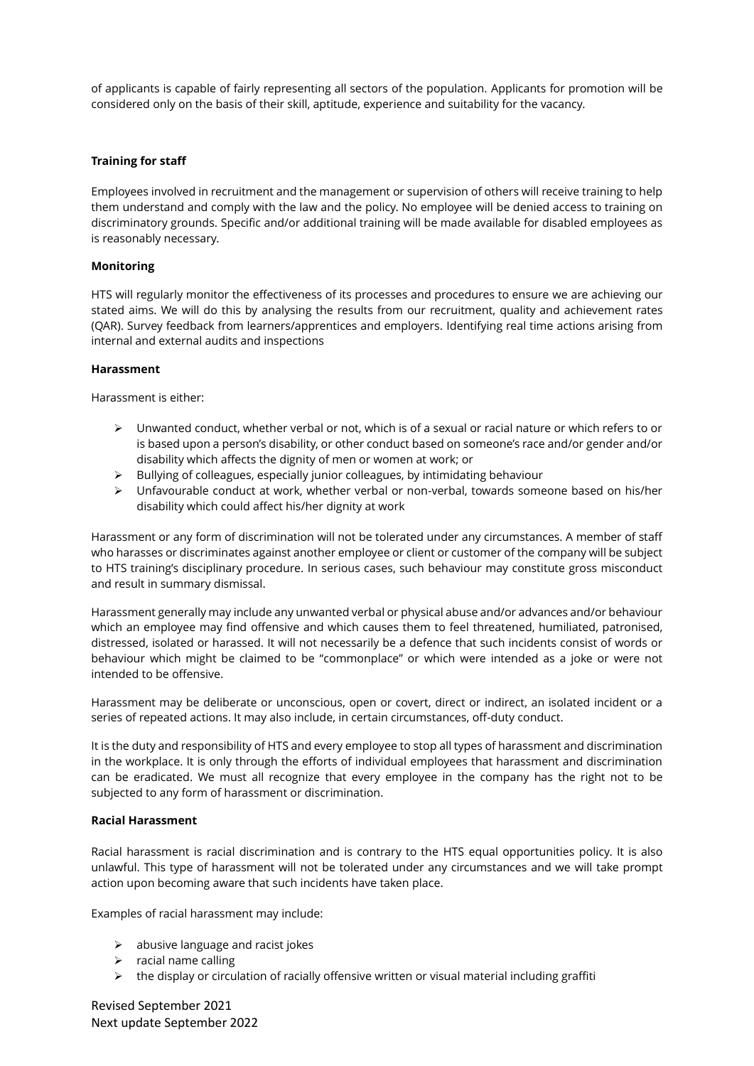of applicants is capable of fairly representing all sectors of the population. Applicants for promotion will be considered only on the basis of their skill, aptitude, experience and suitability for the vacancy.

**Training for staff**

Employees involved in recruitment and the management or supervision of others will receive training to help them understand and comply with the law and the policy. No employee will be denied access to training on discriminatory grounds. Specific and/or additional training will be made available for disabled employees as is reasonably necessary.

**Monitoring**

HTS will regularly monitor the effectiveness of its processes and procedures to ensure we are achieving our stated aims. We will do this by analysing the results from our recruitment, quality and achievement rates (QAR). Survey feedback from learners/apprentices and employers. Identifying real time actions arising from internal and external audits and inspections

**Harassment**

Harassment is either:

- Unwanted conduct, whether verbal or not, which is of a sexual or racial nature or which refers to or is based upon a person's disability, or other conduct based on someone's race and/or gender and/or disability which affects the dignity of men or women at work; or
- Bullying of colleagues, especially junior colleagues, by intimidating behaviour
- Unfavourable conduct at work, whether verbal or non-verbal, towards someone based on his/her disability which could affect his/her dignity at work

Harassment or any form of discrimination will not be tolerated under any circumstances. A member of staff who harasses or discriminates against another employee or client or customer of the company will be subject to HTS training's disciplinary procedure. In serious cases, such behaviour may constitute gross misconduct and result in summary dismissal.

Harassment generally may include any unwanted verbal or physical abuse and/or advances and/or behaviour which an employee may find offensive and which causes them to feel threatened, humiliated, patronised, distressed, isolated or harassed. It will not necessarily be a defence that such incidents consist of words or behaviour which might be claimed to be "commonplace" or which were intended as a joke or were not intended to be offensive.

Harassment may be deliberate or unconscious, open or covert, direct or indirect, an isolated incident or a series of repeated actions. It may also include, in certain circumstances, off-duty conduct.

It is the duty and responsibility of HTS and every employee to stop all types of harassment and discrimination in the workplace. It is only through the efforts of individual employees that harassment and discrimination can be eradicated. We must all recognize that every employee in the company has the right not to be subjected to any form of harassment or discrimination.

**Racial Harassment**

Racial harassment is racial discrimination and is contrary to the HTS equal opportunities policy. It is also unlawful. This type of harassment will not be tolerated under any circumstances and we will take prompt action upon becoming aware that such incidents have taken place.

Examples of racial harassment may include:

- abusive language and racist jokes
- racial name calling
- the display or circulation of racially offensive written or visual material including graffiti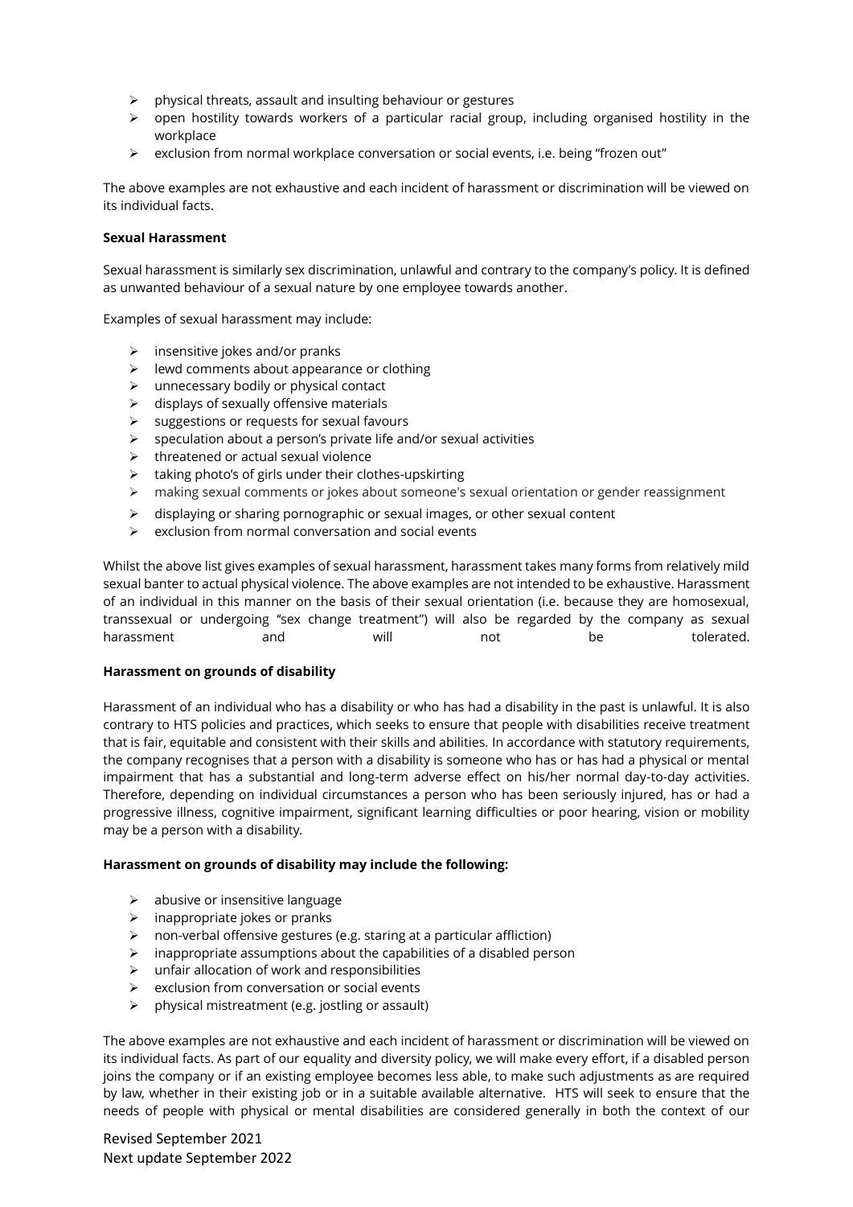- physical threats, assault and insulting behaviour or gestures
- open hostility towards workers of a particular racial group, including organised hostility in the workplace
- exclusion from normal workplace conversation or social events, i.e. being "frozen out"

The above examples are not exhaustive and each incident of harassment or discrimination will be viewed on its individual facts.

**Sexual Harassment**

Sexual harassment is similarly sex discrimination, unlawful and contrary to the company's policy. It is defined as unwanted behaviour of a sexual nature by one employee towards another.

Examples of sexual harassment may include:

- insensitive jokes and/or pranks
- lewd comments about appearance or clothing
- unnecessary bodily or physical contact
- displays of sexually offensive materials
- suggestions or requests for sexual favours
- speculation about a person's private life and/or sexual activities
- threatened or actual sexual violence
- taking photo's of girls under their clothes-upskirting
- making sexual comments or jokes about someone's sexual orientation or gender reassignment
- displaying or sharing pornographic or sexual images, or other sexual content
- exclusion from normal conversation and social events

Whilst the above list gives examples of sexual harassment, harassment takes many forms from relatively mild sexual banter to actual physical violence. The above examples are not intended to be exhaustive. Harassment of an individual in this manner on the basis of their sexual orientation (i.e. because they are homosexual, transsexual or undergoing "sex change treatment") will also be regarded by the company as sexual harassment and will not be tolerated.

**Harassment on grounds of disability**

Harassment of an individual who has a disability or who has had a disability in the past is unlawful. It is also contrary to HTS policies and practices, which seeks to ensure that people with disabilities receive treatment that is fair, equitable and consistent with their skills and abilities. In accordance with statutory requirements, the company recognises that a person with a disability is someone who has or has had a physical or mental impairment that has a substantial and long-term adverse effect on his/her normal day-to-day activities. Therefore, depending on individual circumstances a person who has been seriously injured, has or had a progressive illness, cognitive impairment, significant learning difficulties or poor hearing, vision or mobility may be a person with a disability.

**Harassment on grounds of disability may include the following:**

- abusive or insensitive language
- inappropriate jokes or pranks
- non-verbal offensive gestures (e.g. staring at a particular affliction)
- inappropriate assumptions about the capabilities of a disabled person
- unfair allocation of work and responsibilities
- exclusion from conversation or social events
- physical mistreatment (e.g. jostling or assault)

The above examples are not exhaustive and each incident of harassment or discrimination will be viewed on its individual facts. As part of our equality and diversity policy, we will make every effort, if a disabled person joins the company or if an existing employee becomes less able, to make such adjustments as are required by law, whether in their existing job or in a suitable available alternative. HTS will seek to ensure that the needs of people with physical or mental disabilities are considered generally in both the context of our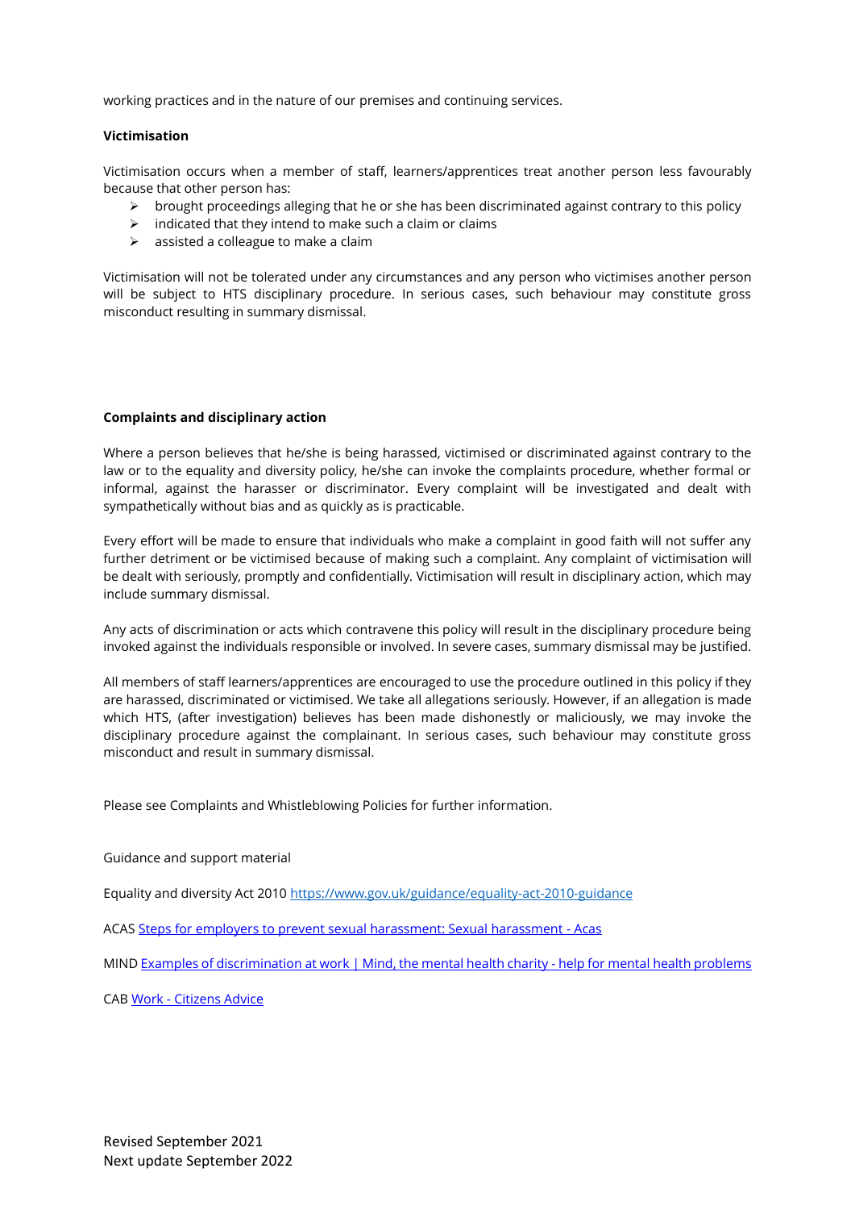working practices and in the nature of our premises and continuing services.

**Victimisation**

Victimisation occurs when a member of staff, learners/apprentices treat another person less favourably because that other person has:

- brought proceedings alleging that he or she has been discriminated against contrary to this policy
- indicated that they intend to make such a claim or claims
- assisted a colleague to make a claim

Victimisation will not be tolerated under any circumstances and any person who victimises another person will be subject to HTS disciplinary procedure. In serious cases, such behaviour may constitute gross misconduct resulting in summary dismissal.

**Complaints and disciplinary action**

Where a person believes that he/she is being harassed, victimised or discriminated against contrary to the law or to the equality and diversity policy, he/she can invoke the complaints procedure, whether formal or informal, against the harasser or discriminator. Every complaint will be investigated and dealt with sympathetically without bias and as quickly as is practicable.

Every effort will be made to ensure that individuals who make a complaint in good faith will not suffer any further detriment or be victimised because of making such a complaint. Any complaint of victimisation will be dealt with seriously, promptly and confidentially. Victimisation will result in disciplinary action, which may include summary dismissal.

Any acts of discrimination or acts which contravene this policy will result in the disciplinary procedure being invoked against the individuals responsible or involved. In severe cases, summary dismissal may be justified.

All members of staff learners/apprentices are encouraged to use the procedure outlined in this policy if they are harassed, discriminated or victimised. We take all allegations seriously. However, if an allegation is made which HTS, (after investigation) believes has been made dishonestly or maliciously, we may invoke the disciplinary procedure against the complainant. In serious cases, such behaviour may constitute gross misconduct and result in summary dismissal.

Please see Complaints and Whistleblowing Policies for further information.

Guidance and support material

Equality and diversity Act 2010 https://www.gov.uk/guidance/equality-act-2010-guidance

ACAS Steps for employers to prevent sexual harassment: Sexual harassment - Acas

MIND Examples of discrimination at work | Mind, the mental health charity - help for mental health problems

CAB Work - Citizens Advice

Revised September 2021
Next update September 2022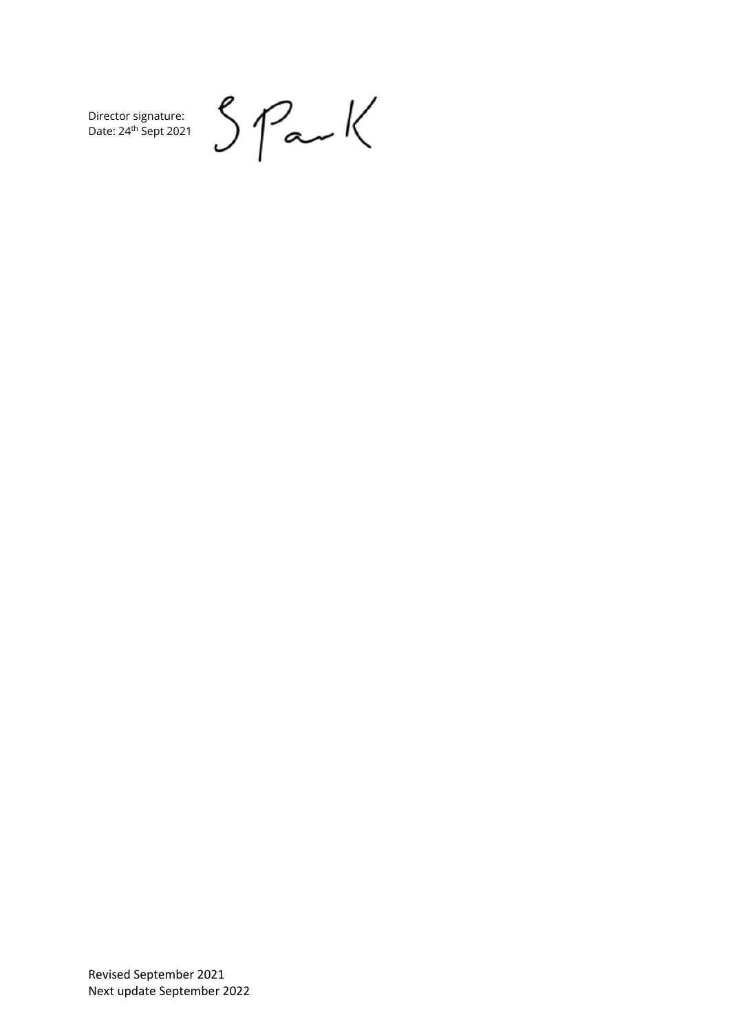Director signature: S Park

Date: 24th Sept 2021

Revised September 2021

Next update September 2022